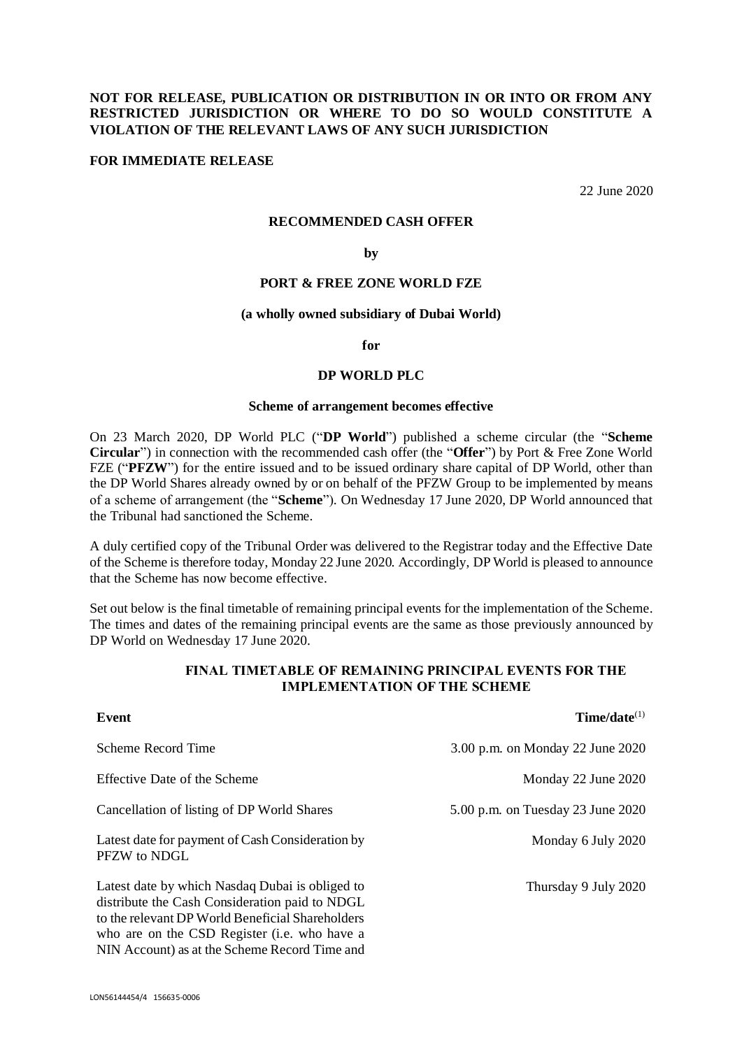**NOT FOR RELEASE, PUBLICATION OR DISTRIBUTION IN OR INTO OR FROM ANY RESTRICTED JURISDICTION OR WHERE TO DO SO WOULD CONSTITUTE A VIOLATION OF THE RELEVANT LAWS OF ANY SUCH JURISDICTION**

**FOR IMMEDIATE RELEASE**

22 June 2020

**RECOMMENDED CASH OFFER**

**by**

**PORT & FREE ZONE WORLD FZE**

**(a wholly owned subsidiary of Dubai World)**

**for**

**DP WORLD PLC**

**Scheme of arrangement becomes effective**

On 23 March 2020, DP World PLC ("**DP World**") published a scheme circular (the "**Scheme Circular**") in connection with the recommended cash offer (the "**Offer**") by Port & Free Zone World FZE ("**PFZW**") for the entire issued and to be issued ordinary share capital of DP World, other than the DP World Shares already owned by or on behalf of the PFZW Group to be implemented by means of a scheme of arrangement (the "**Scheme**"). On Wednesday 17 June 2020, DP World announced that the Tribunal had sanctioned the Scheme.

A duly certified copy of the Tribunal Order was delivered to the Registrar today and the Effective Date of the Scheme is therefore today, Monday 22 June 2020. Accordingly, DP World is pleased to announce that the Scheme has now become effective.

Set out below is the final timetable of remaining principal events for the implementation of the Scheme. The times and dates of the remaining principal events are the same as those previously announced by DP World on Wednesday 17 June 2020.

**FINAL TIMETABLE OF REMAINING PRINCIPAL EVENTS FOR THE IMPLEMENTATION OF THE SCHEME**

| **Event** | **Time/date**[(1)] |
|---|---|
| Scheme Record Time | 3.00 p.m. on Monday 22 June 2020 |
| Effective Date of the Scheme | Monday 22 June 2020 |
| Cancellation of listing of DP World Shares | 5.00 p.m. on Tuesday 23 June 2020 |
| Latest date for payment of Cash Consideration by PFZW to NDGL | Monday 6 July 2020 |
| Latest date by which Nasdaq Dubai is obliged to distribute the Cash Consideration paid to NDGL to the relevant DP World Beneficial Shareholders who are on the CSD Register (i.e. who have a NIN Account) as at the Scheme Record Time and | Thursday 9 July 2020 |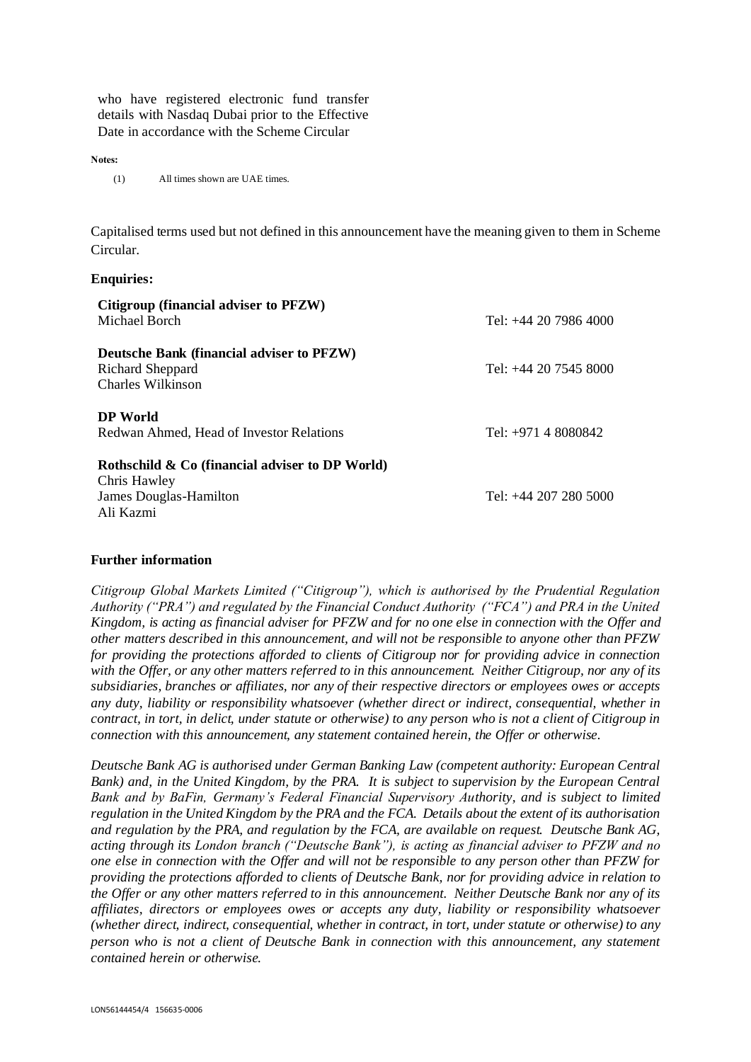who have registered electronic fund transfer details with Nasdaq Dubai prior to the Effective Date in accordance with the Scheme Circular

**Notes:**

(1) All times shown are UAE times.

Capitalised terms used but not defined in this announcement have the meaning given to them in Scheme Circular.

**Enquiries:**

| | |
|---|---|
| **Citigroup (financial adviser to PFZW)** | |
| Michael Borch | Tel: +44 20 7986 4000 |
| **Deutsche Bank (financial adviser to PFZW)** | |
| Richard Sheppard<br>Charles Wilkinson | Tel: +44 20 7545 8000 |
| **DP World** | |
| Redwan Ahmed, Head of Investor Relations | Tel: +971 4 8080842 |
| **Rothschild & Co (financial adviser to DP World)** | |
| Chris Hawley<br>James Douglas-Hamilton<br>Ali Kazmi | Tel: +44 207 280 5000 |

**Further information**

*Citigroup Global Markets Limited ("Citigroup"), which is authorised by the Prudential Regulation Authority ("PRA") and regulated by the Financial Conduct Authority ("FCA") and PRA in the United Kingdom, is acting as financial adviser for PFZW and for no one else in connection with the Offer and other matters described in this announcement, and will not be responsible to anyone other than PFZW for providing the protections afforded to clients of Citigroup nor for providing advice in connection with the Offer, or any other matters referred to in this announcement. Neither Citigroup, nor any of its subsidiaries, branches or affiliates, nor any of their respective directors or employees owes or accepts any duty, liability or responsibility whatsoever (whether direct or indirect, consequential, whether in contract, in tort, in delict, under statute or otherwise) to any person who is not a client of Citigroup in connection with this announcement, any statement contained herein, the Offer or otherwise.*

*Deutsche Bank AG is authorised under German Banking Law (competent authority: European Central Bank) and, in the United Kingdom, by the PRA. It is subject to supervision by the European Central Bank and by BaFin, Germany's Federal Financial Supervisory Authority, and is subject to limited regulation in the United Kingdom by the PRA and the FCA. Details about the extent of its authorisation and regulation by the PRA, and regulation by the FCA, are available on request. Deutsche Bank AG, acting through its London branch ("Deutsche Bank"), is acting as financial adviser to PFZW and no one else in connection with the Offer and will not be responsible to any person other than PFZW for providing the protections afforded to clients of Deutsche Bank, nor for providing advice in relation to the Offer or any other matters referred to in this announcement. Neither Deutsche Bank nor any of its affiliates, directors or employees owes or accepts any duty, liability or responsibility whatsoever (whether direct, indirect, consequential, whether in contract, in tort, under statute or otherwise) to any person who is not a client of Deutsche Bank in connection with this announcement, any statement contained herein or otherwise.*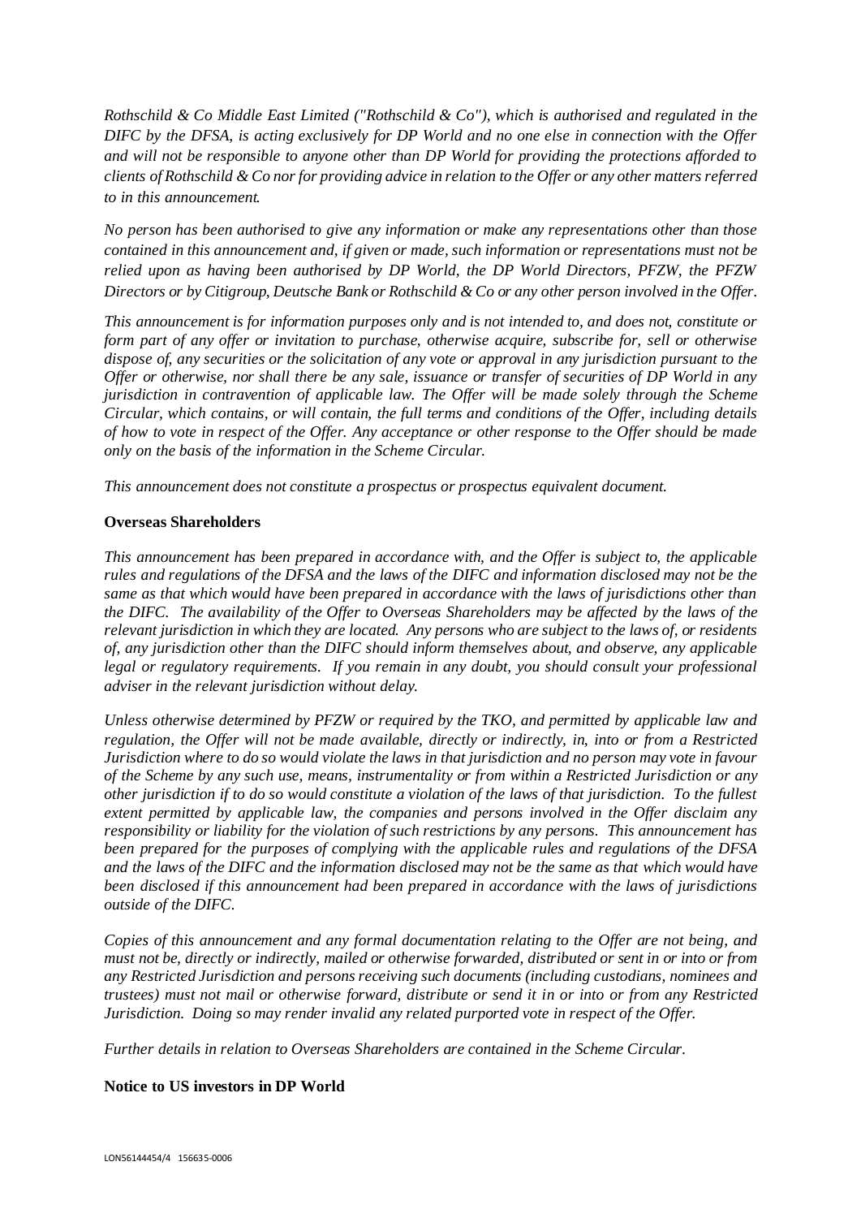*Rothschild & Co Middle East Limited ("Rothschild & Co"), which is authorised and regulated in the DIFC by the DFSA, is acting exclusively for DP World and no one else in connection with the Offer and will not be responsible to anyone other than DP World for providing the protections afforded to clients of Rothschild & Co nor for providing advice in relation to the Offer or any other matters referred to in this announcement.*

*No person has been authorised to give any information or make any representations other than those contained in this announcement and, if given or made, such information or representations must not be relied upon as having been authorised by DP World, the DP World Directors, PFZW, the PFZW Directors or by Citigroup, Deutsche Bank or Rothschild & Co or any other person involved in the Offer.*

*This announcement is for information purposes only and is not intended to, and does not, constitute or form part of any offer or invitation to purchase, otherwise acquire, subscribe for, sell or otherwise dispose of, any securities or the solicitation of any vote or approval in any jurisdiction pursuant to the Offer or otherwise, nor shall there be any sale, issuance or transfer of securities of DP World in any jurisdiction in contravention of applicable law. The Offer will be made solely through the Scheme Circular, which contains, or will contain, the full terms and conditions of the Offer, including details of how to vote in respect of the Offer. Any acceptance or other response to the Offer should be made only on the basis of the information in the Scheme Circular.*

*This announcement does not constitute a prospectus or prospectus equivalent document.*

**Overseas Shareholders**

*This announcement has been prepared in accordance with, and the Offer is subject to, the applicable rules and regulations of the DFSA and the laws of the DIFC and information disclosed may not be the same as that which would have been prepared in accordance with the laws of jurisdictions other than the DIFC. The availability of the Offer to Overseas Shareholders may be affected by the laws of the relevant jurisdiction in which they are located. Any persons who are subject to the laws of, or residents of, any jurisdiction other than the DIFC should inform themselves about, and observe, any applicable legal or regulatory requirements. If you remain in any doubt, you should consult your professional adviser in the relevant jurisdiction without delay.*

*Unless otherwise determined by PFZW or required by the TKO, and permitted by applicable law and regulation, the Offer will not be made available, directly or indirectly, in, into or from a Restricted Jurisdiction where to do so would violate the laws in that jurisdiction and no person may vote in favour of the Scheme by any such use, means, instrumentality or from within a Restricted Jurisdiction or any other jurisdiction if to do so would constitute a violation of the laws of that jurisdiction. To the fullest extent permitted by applicable law, the companies and persons involved in the Offer disclaim any responsibility or liability for the violation of such restrictions by any persons. This announcement has been prepared for the purposes of complying with the applicable rules and regulations of the DFSA and the laws of the DIFC and the information disclosed may not be the same as that which would have been disclosed if this announcement had been prepared in accordance with the laws of jurisdictions outside of the DIFC.*

*Copies of this announcement and any formal documentation relating to the Offer are not being, and must not be, directly or indirectly, mailed or otherwise forwarded, distributed or sent in or into or from any Restricted Jurisdiction and persons receiving such documents (including custodians, nominees and trustees) must not mail or otherwise forward, distribute or send it in or into or from any Restricted Jurisdiction. Doing so may render invalid any related purported vote in respect of the Offer.*

*Further details in relation to Overseas Shareholders are contained in the Scheme Circular.*

**Notice to US investors in DP World**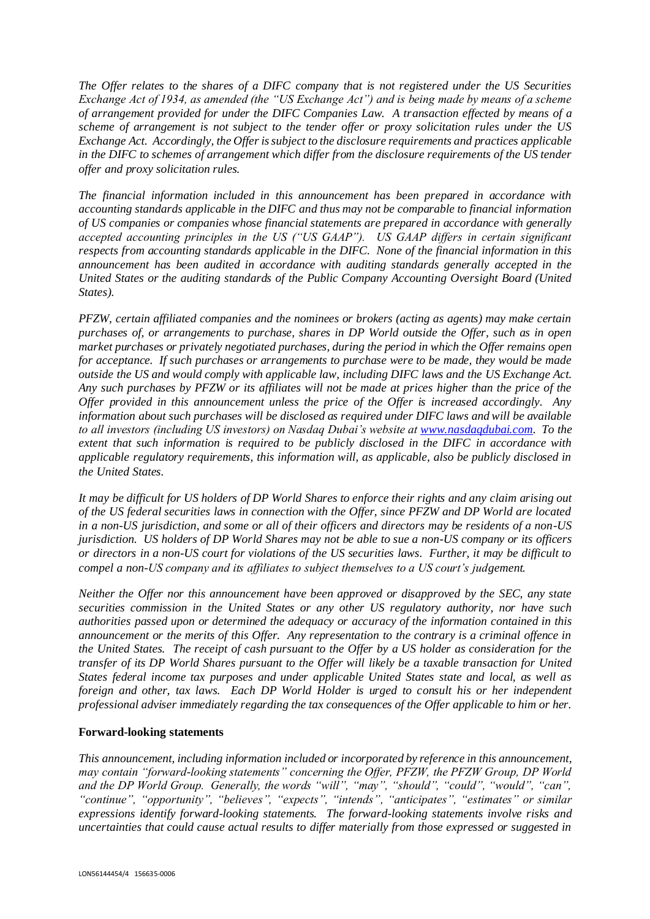*The Offer relates to the shares of a DIFC company that is not registered under the US Securities Exchange Act of 1934, as amended (the "US Exchange Act") and is being made by means of a scheme of arrangement provided for under the DIFC Companies Law. A transaction effected by means of a scheme of arrangement is not subject to the tender offer or proxy solicitation rules under the US Exchange Act. Accordingly, the Offer is subject to the disclosure requirements and practices applicable in the DIFC to schemes of arrangement which differ from the disclosure requirements of the US tender offer and proxy solicitation rules.*

*The financial information included in this announcement has been prepared in accordance with accounting standards applicable in the DIFC and thus may not be comparable to financial information of US companies or companies whose financial statements are prepared in accordance with generally accepted accounting principles in the US ("US GAAP"). US GAAP differs in certain significant respects from accounting standards applicable in the DIFC. None of the financial information in this announcement has been audited in accordance with auditing standards generally accepted in the United States or the auditing standards of the Public Company Accounting Oversight Board (United States).*

*PFZW, certain affiliated companies and the nominees or brokers (acting as agents) may make certain purchases of, or arrangements to purchase, shares in DP World outside the Offer, such as in open market purchases or privately negotiated purchases, during the period in which the Offer remains open for acceptance. If such purchases or arrangements to purchase were to be made, they would be made outside the US and would comply with applicable law, including DIFC laws and the US Exchange Act. Any such purchases by PFZW or its affiliates will not be made at prices higher than the price of the Offer provided in this announcement unless the price of the Offer is increased accordingly. Any information about such purchases will be disclosed as required under DIFC laws and will be available to all investors (including US investors) on Nasdaq Dubai's website at [www.nasdaqdubai.com](www.nasdaqdubai.com). To the extent that such information is required to be publicly disclosed in the DIFC in accordance with applicable regulatory requirements, this information will, as applicable, also be publicly disclosed in the United States.*

*It may be difficult for US holders of DP World Shares to enforce their rights and any claim arising out of the US federal securities laws in connection with the Offer, since PFZW and DP World are located in a non-US jurisdiction, and some or all of their officers and directors may be residents of a non-US jurisdiction. US holders of DP World Shares may not be able to sue a non-US company or its officers or directors in a non-US court for violations of the US securities laws. Further, it may be difficult to compel a non-US company and its affiliates to subject themselves to a US court's judgement.*

*Neither the Offer nor this announcement have been approved or disapproved by the SEC, any state securities commission in the United States or any other US regulatory authority, nor have such authorities passed upon or determined the adequacy or accuracy of the information contained in this announcement or the merits of this Offer. Any representation to the contrary is a criminal offence in the United States. The receipt of cash pursuant to the Offer by a US holder as consideration for the transfer of its DP World Shares pursuant to the Offer will likely be a taxable transaction for United States federal income tax purposes and under applicable United States state and local, as well as foreign and other, tax laws. Each DP World Holder is urged to consult his or her independent professional adviser immediately regarding the tax consequences of the Offer applicable to him or her.*

**Forward-looking statements**

*This announcement, including information included or incorporated by reference in this announcement, may contain "forward-looking statements" concerning the Offer, PFZW, the PFZW Group, DP World and the DP World Group. Generally, the words "will", "may", "should", "could", "would", "can", "continue", "opportunity", "believes", "expects", "intends", "anticipates", "estimates" or similar expressions identify forward-looking statements. The forward-looking statements involve risks and uncertainties that could cause actual results to differ materially from those expressed or suggested in*

LON56144454/4 156635-0006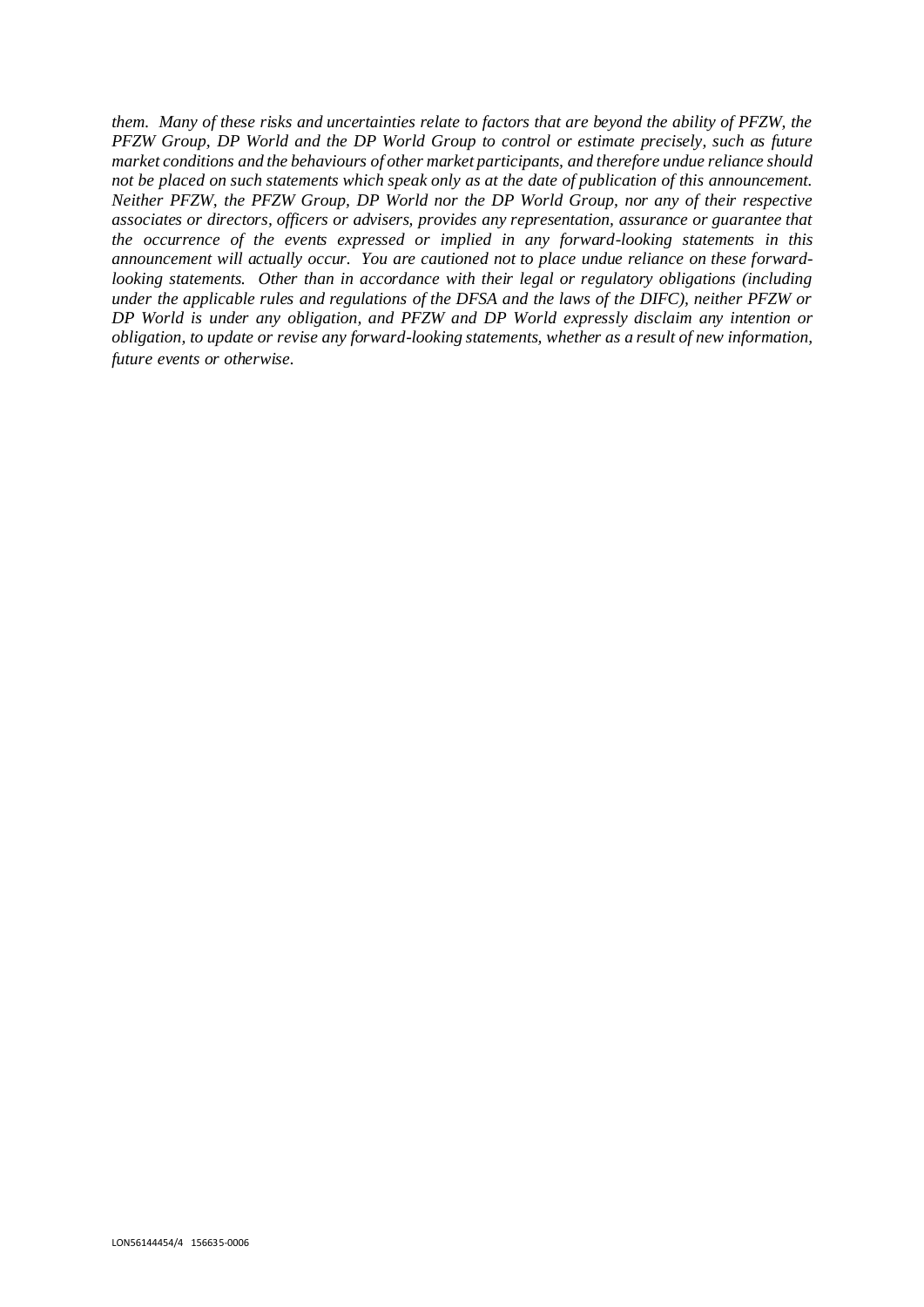*them. Many of these risks and uncertainties relate to factors that are beyond the ability of PFZW, the PFZW Group, DP World and the DP World Group to control or estimate precisely, such as future market conditions and the behaviours of other market participants, and therefore undue reliance should not be placed on such statements which speak only as at the date of publication of this announcement. Neither PFZW, the PFZW Group, DP World nor the DP World Group, nor any of their respective associates or directors, officers or advisers, provides any representation, assurance or guarantee that the occurrence of the events expressed or implied in any forward-looking statements in this announcement will actually occur. You are cautioned not to place undue reliance on these forward-looking statements. Other than in accordance with their legal or regulatory obligations (including under the applicable rules and regulations of the DFSA and the laws of the DIFC), neither PFZW or DP World is under any obligation, and PFZW and DP World expressly disclaim any intention or obligation, to update or revise any forward-looking statements, whether as a result of new information, future events or otherwise.*

LON56144454/4 156635-0006